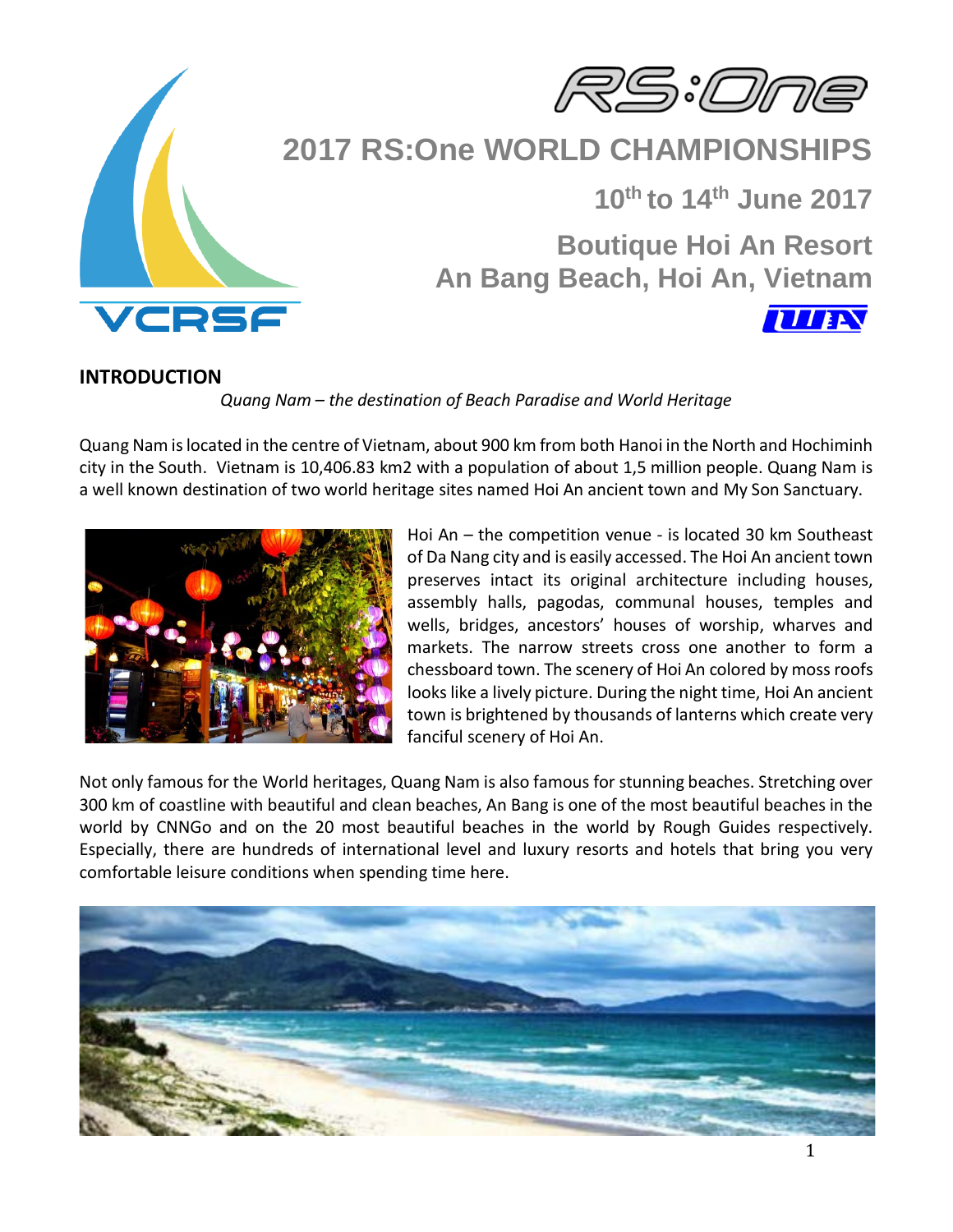# 2017 RS:One WORLD CHAMPIONSHIPS

**10th to 14th June 2017**

**Boutique Hoi An Resort**
**An Bang Beach, Hoi An, Vietnam**

## INTRODUCTION

*Quang Nam – the destination of Beach Paradise and World Heritage*

Quang Nam is located in the centre of Vietnam, about 900 km from both Hanoi in the North and Hochiminh city in the South. Vietnam is 10,406.83 km2 with a population of about 1,5 million people. Quang Nam is a well known destination of two world heritage sites named Hoi An ancient town and My Son Sanctuary.

Hoi An – the competition venue - is located 30 km Southeast of Da Nang city and is easily accessed. The Hoi An ancient town preserves intact its original architecture including houses, assembly halls, pagodas, communal houses, temples and wells, bridges, ancestors' houses of worship, wharves and markets. The narrow streets cross one another to form a chessboard town. The scenery of Hoi An colored by moss roofs looks like a lively picture. During the night time, Hoi An ancient town is brightened by thousands of lanterns which create very fanciful scenery of Hoi An.

Not only famous for the World heritages, Quang Nam is also famous for stunning beaches. Stretching over 300 km of coastline with beautiful and clean beaches, An Bang is one of the most beautiful beaches in the world by CNNGo and on the 20 most beautiful beaches in the world by Rough Guides respectively. Especially, there are hundreds of international level and luxury resorts and hotels that bring you very comfortable leisure conditions when spending time here.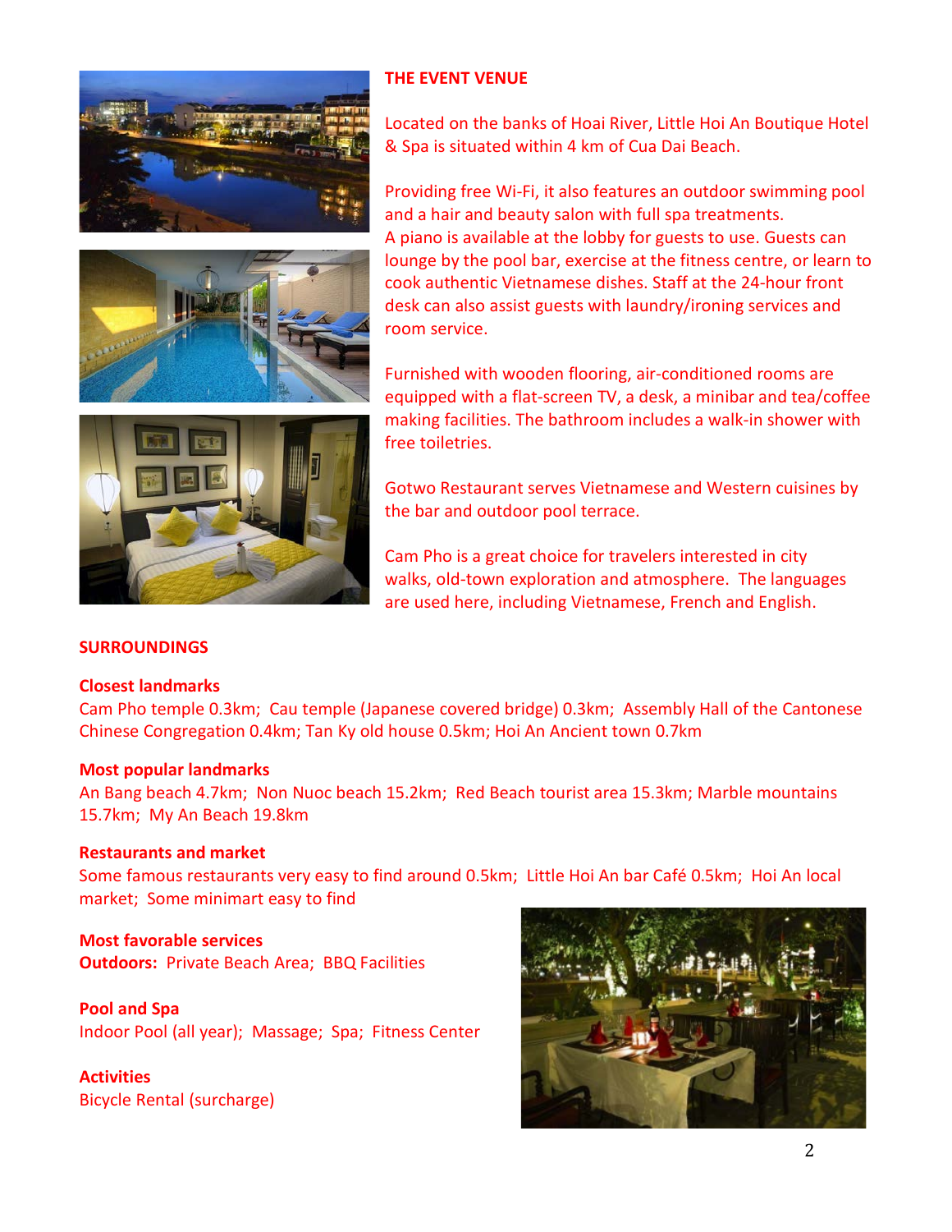## THE EVENT VENUE

Located on the banks of Hoai River, Little Hoi An Boutique Hotel & Spa is situated within 4 km of Cua Dai Beach.

Providing free Wi-Fi, it also features an outdoor swimming pool and a hair and beauty salon with full spa treatments.
A piano is available at the lobby for guests to use. Guests can lounge by the pool bar, exercise at the fitness centre, or learn to cook authentic Vietnamese dishes. Staff at the 24-hour front desk can also assist guests with laundry/ironing services and room service.

Furnished with wooden flooring, air-conditioned rooms are equipped with a flat-screen TV, a desk, a minibar and tea/coffee making facilities. The bathroom includes a walk-in shower with free toiletries.

Gotwo Restaurant serves Vietnamese and Western cuisines by the bar and outdoor pool terrace.

Cam Pho is a great choice for travelers interested in city walks, old-town exploration and atmosphere. The languages are used here, including Vietnamese, French and English.

## SURROUNDINGS

### Closest landmarks

Cam Pho temple 0.3km; Cau temple (Japanese covered bridge) 0.3km; Assembly Hall of the Cantonese Chinese Congregation 0.4km; Tan Ky old house 0.5km; Hoi An Ancient town 0.7km

### Most popular landmarks

An Bang beach 4.7km; Non Nuoc beach 15.2km; Red Beach tourist area 15.3km; Marble mountains 15.7km; My An Beach 19.8km

### Restaurants and market

Some famous restaurants very easy to find around 0.5km; Little Hoi An bar Café 0.5km; Hoi An local market; Some minimart easy to find

### Most favorable services

**Outdoors:** Private Beach Area; BBQ Facilities

### Pool and Spa

Indoor Pool (all year); Massage; Spa; Fitness Center

### Activities

Bicycle Rental (surcharge)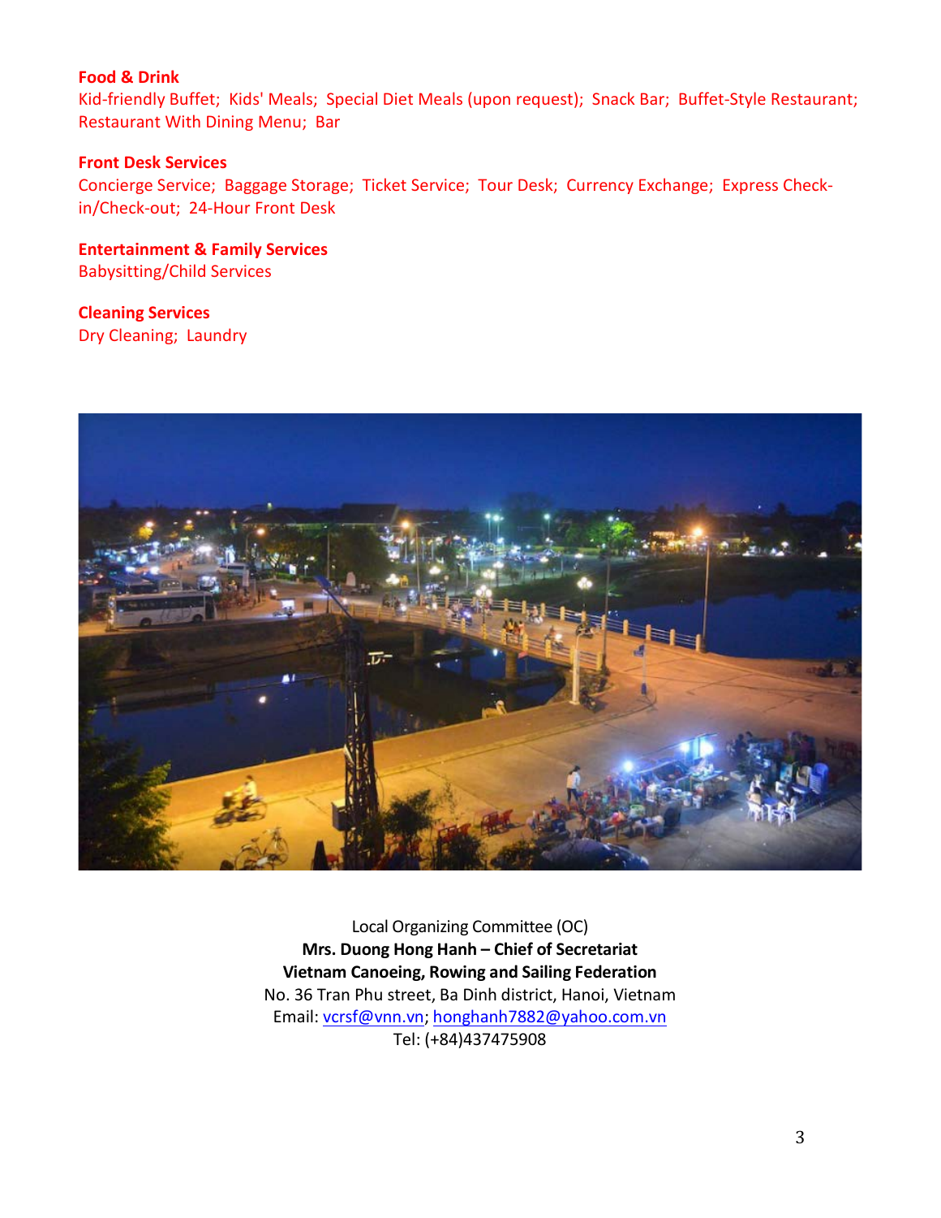**Food & Drink**
Kid-friendly Buffet; Kids' Meals; Special Diet Meals (upon request); Snack Bar; Buffet-Style Restaurant; Restaurant With Dining Menu; Bar

**Front Desk Services**
Concierge Service; Baggage Storage; Ticket Service; Tour Desk; Currency Exchange; Express Check-in/Check-out; 24-Hour Front Desk

**Entertainment & Family Services**
Babysitting/Child Services

**Cleaning Services**
Dry Cleaning; Laundry

Local Organizing Committee (OC)
**Mrs. Duong Hong Hanh – Chief of Secretariat**
**Vietnam Canoeing, Rowing and Sailing Federation**
No. 36 Tran Phu street, Ba Dinh district, Hanoi, Vietnam
Email: vcrsf@vnn.vn; honghanh7882@yahoo.com.vn
Tel: (+84)437475908